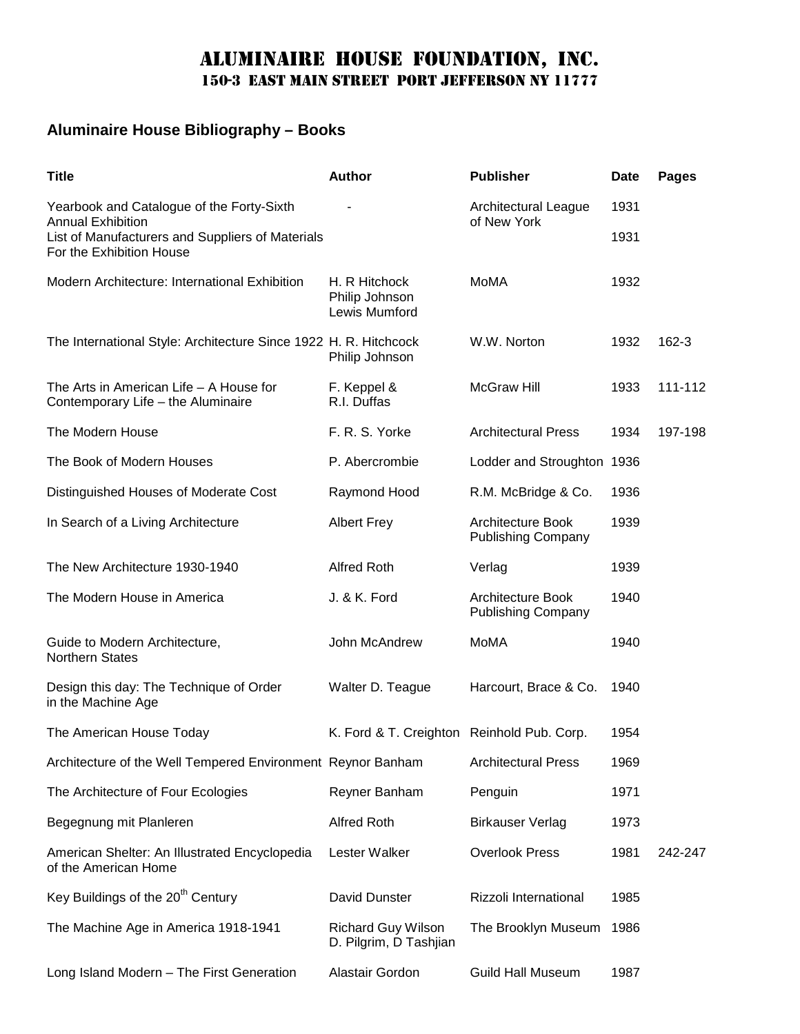# Aluminaire House Foundation, Inc.

## 150-3 East Main Street Port Jefferson NY 11777

### Aluminaire House Bibliography – Books

| Title | Author | Publisher | Date | Pages |
|---|---|---|---|---|
| Yearbook and Catalogue of the Forty-Sixth Annual Exhibition | - | Architectural League of New York | 1931 | |
| List of Manufacturers and Suppliers of Materials For the Exhibition House | | | 1931 | |
| Modern Architecture: International Exhibition | H. R Hitchcock<br>Philip Johnson<br>Lewis Mumford | MoMA | 1932 | |
| The International Style: Architecture Since 1922 | H. R. Hitchcock<br>Philip Johnson | W.W. Norton | 1932 | 162-3 |
| The Arts in American Life – A House for Contemporary Life – the Aluminaire | F. Keppel &<br>R.I. Duffas | McGraw Hill | 1933 | 111-112 |
| The Modern House | F. R. S. Yorke | Architectural Press | 1934 | 197-198 |
| The Book of Modern Houses | P. Abercrombie | Lodder and Stroughton | 1936 | |
| Distinguished Houses of Moderate Cost | Raymond Hood | R.M. McBridge & Co. | 1936 | |
| In Search of a Living Architecture | Albert Frey | Architecture Book Publishing Company | 1939 | |
| The New Architecture 1930-1940 | Alfred Roth | Verlag | 1939 | |
| The Modern House in America | J. & K. Ford | Architecture Book Publishing Company | 1940 | |
| Guide to Modern Architecture, Northern States | John McAndrew | MoMA | 1940 | |
| Design this day: The Technique of Order in the Machine Age | Walter D. Teague | Harcourt, Brace & Co. | 1940 | |
| The American House Today | K. Ford & T. Creighton | Reinhold Pub. Corp. | 1954 | |
| Architecture of the Well Tempered Environment | Reynor Banham | Architectural Press | 1969 | |
| The Architecture of Four Ecologies | Reyner Banham | Penguin | 1971 | |
| Begegnung mit Planleren | Alfred Roth | Birkauser Verlag | 1973 | |
| American Shelter: An Illustrated Encyclopedia of the American Home | Lester Walker | Overlook Press | 1981 | 242-247 |
| Key Buildings of the 20th Century | David Dunster | Rizzoli International | 1985 | |
| The Machine Age in America 1918-1941 | Richard Guy Wilson<br>D. Pilgrim, D Tashjian | The Brooklyn Museum | 1986 | |
| Long Island Modern – The First Generation | Alastair Gordon | Guild Hall Museum | 1987 | |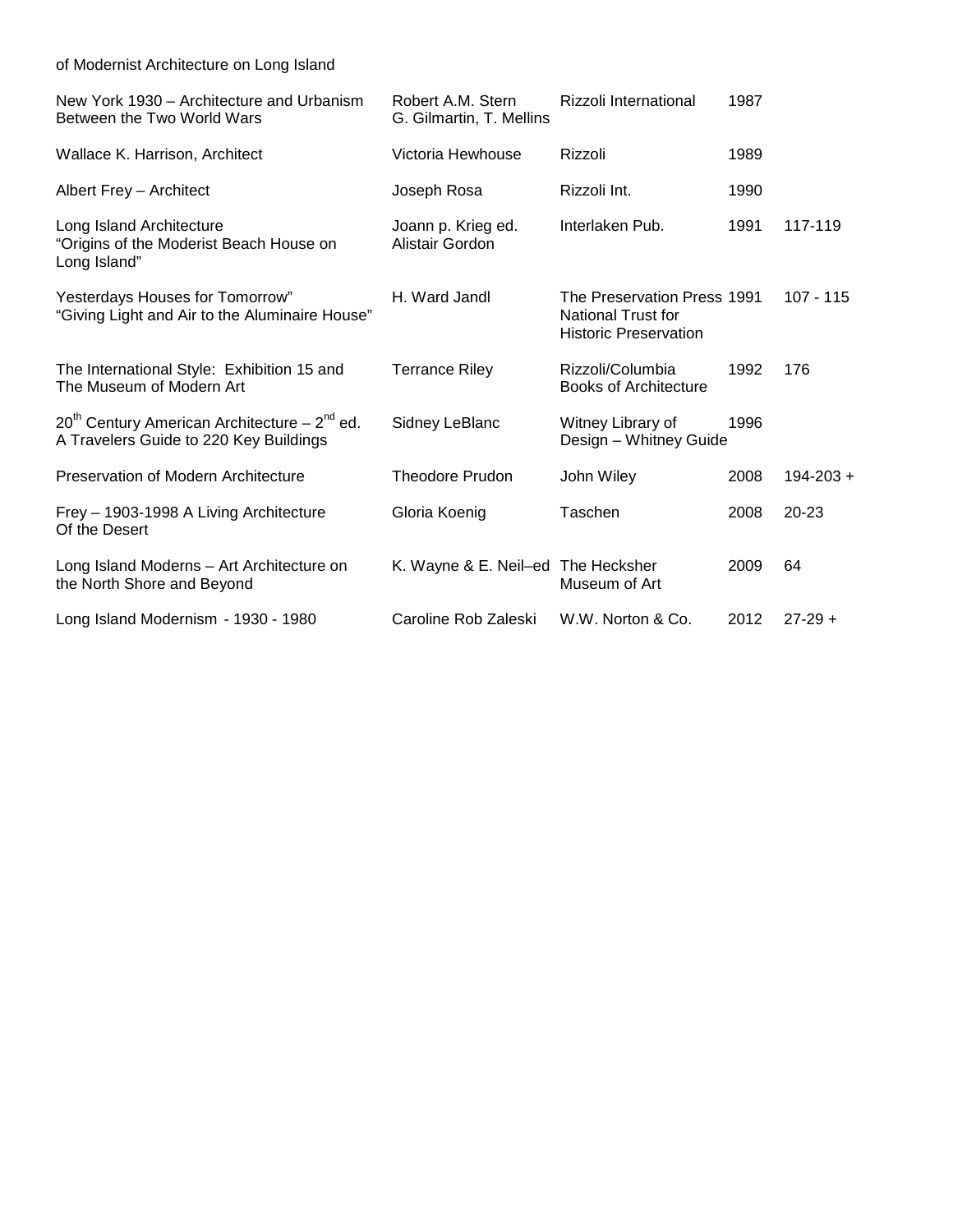of Modernist Architecture on Long Island

| | | | | |
|---|---|---|---|---|
| New York 1930 – Architecture and Urbanism Between the Two World Wars | Robert A.M. Stern G. Gilmartin, T. Mellins | Rizzoli International | 1987 | |
| Wallace K. Harrison, Architect | Victoria Hewhouse | Rizzoli | 1989 | |
| Albert Frey – Architect | Joseph Rosa | Rizzoli Int. | 1990 | |
| Long Island Architecture "Origins of the Moderist Beach House on Long Island" | Joann p. Krieg ed. Alistair Gordon | Interlaken Pub. | 1991 | 117-119 |
| Yesterdays Houses for Tomorrow" "Giving Light and Air to the Aluminaire House" | H. Ward Jandl | The Preservation Press National Trust for Historic Preservation | 1991 | 107 - 115 |
| The International Style: Exhibition 15 and The Museum of Modern Art | Terrance Riley | Rizzoli/Columbia Books of Architecture | 1992 | 176 |
| 20th Century American Architecture – 2nd ed. A Travelers Guide to 220 Key Buildings | Sidney LeBlanc | Witney Library of Design – Whitney Guide | 1996 | |
| Preservation of Modern Architecture | Theodore Prudon | John Wiley | 2008 | 194-203 + |
| Frey – 1903-1998 A Living Architecture Of the Desert | Gloria Koenig | Taschen | 2008 | 20-23 |
| Long Island Moderns – Art Architecture on the North Shore and Beyond | K. Wayne & E. Neil–ed | The Hecksher Museum of Art | 2009 | 64 |
| Long Island Modernism - 1930 - 1980 | Caroline Rob Zaleski | W.W. Norton & Co. | 2012 | 27-29 + |